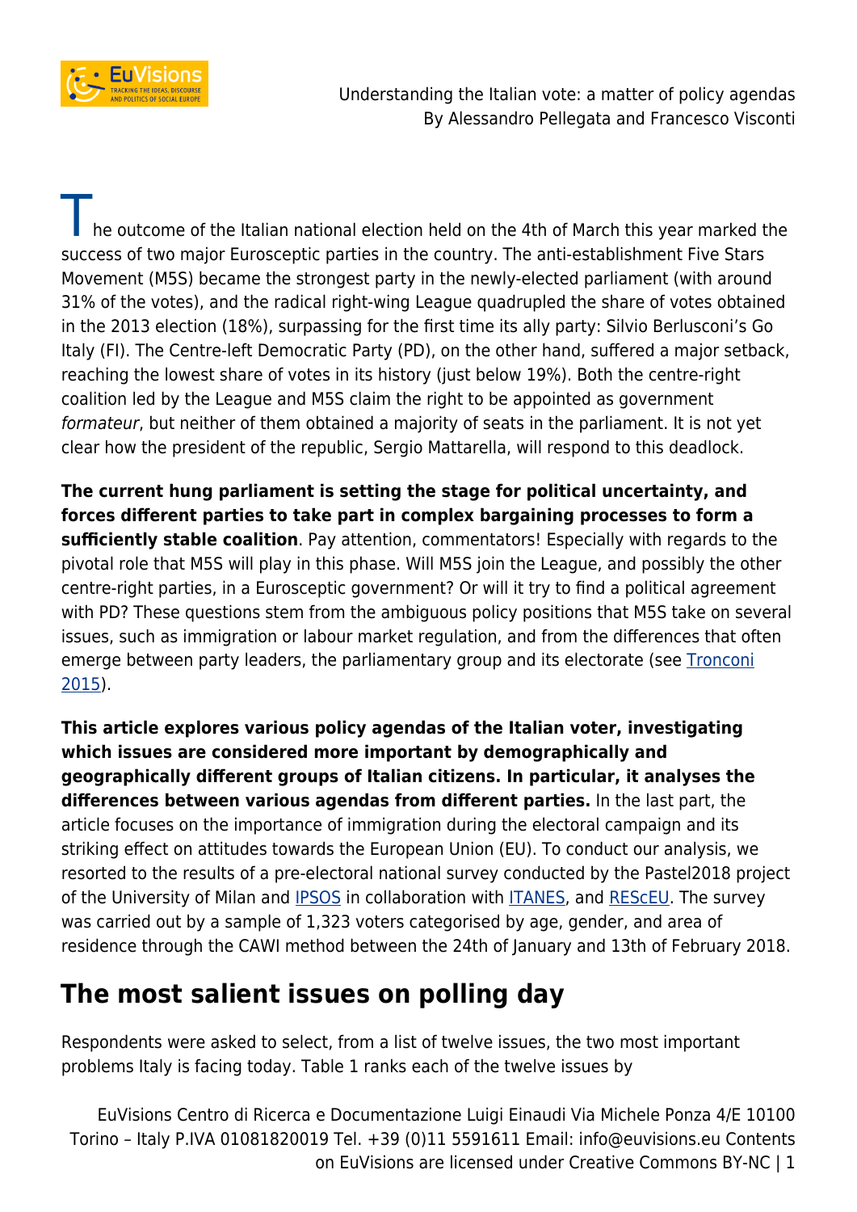# Understanding the Italian vote: a matter of policy agendas

By Alessandro Pellegata and Francesco Visconti

The outcome of the Italian national election held on the 4th of March this year marked the success of two major Eurosceptic parties in the country. The anti-establishment Five Stars Movement (M5S) became the strongest party in the newly-elected parliament (with around 31% of the votes), and the radical right-wing League quadrupled the share of votes obtained in the 2013 election (18%), surpassing for the first time its ally party: Silvio Berlusconi's Go Italy (FI). The Centre-left Democratic Party (PD), on the other hand, suffered a major setback, reaching the lowest share of votes in its history (just below 19%). Both the centre-right coalition led by the League and M5S claim the right to be appointed as government *formateur*, but neither of them obtained a majority of seats in the parliament. It is not yet clear how the president of the republic, Sergio Mattarella, will respond to this deadlock.

**The current hung parliament is setting the stage for political uncertainty, and forces different parties to take part in complex bargaining processes to form a sufficiently stable coalition**. Pay attention, commentators! Especially with regards to the pivotal role that M5S will play in this phase. Will M5S join the League, and possibly the other centre-right parties, in a Eurosceptic government? Or will it try to find a political agreement with PD? These questions stem from the ambiguous policy positions that M5S take on several issues, such as immigration or labour market regulation, and from the differences that often emerge between party leaders, the parliamentary group and its electorate (see [Tronconi 2015](#)).

**This article explores various policy agendas of the Italian voter, investigating which issues are considered more important by demographically and geographically different groups of Italian citizens. In particular, it analyses the differences between various agendas from different parties.** In the last part, the article focuses on the importance of immigration during the electoral campaign and its striking effect on attitudes towards the European Union (EU). To conduct our analysis, we resorted to the results of a pre-electoral national survey conducted by the Pastel2018 project of the University of Milan and IPSOS in collaboration with ITANES, and REScEU. The survey was carried out by a sample of 1,323 voters categorised by age, gender, and area of residence through the CAWI method between the 24th of January and 13th of February 2018.

## The most salient issues on polling day

Respondents were asked to select, from a list of twelve issues, the two most important problems Italy is facing today. Table 1 ranks each of the twelve issues by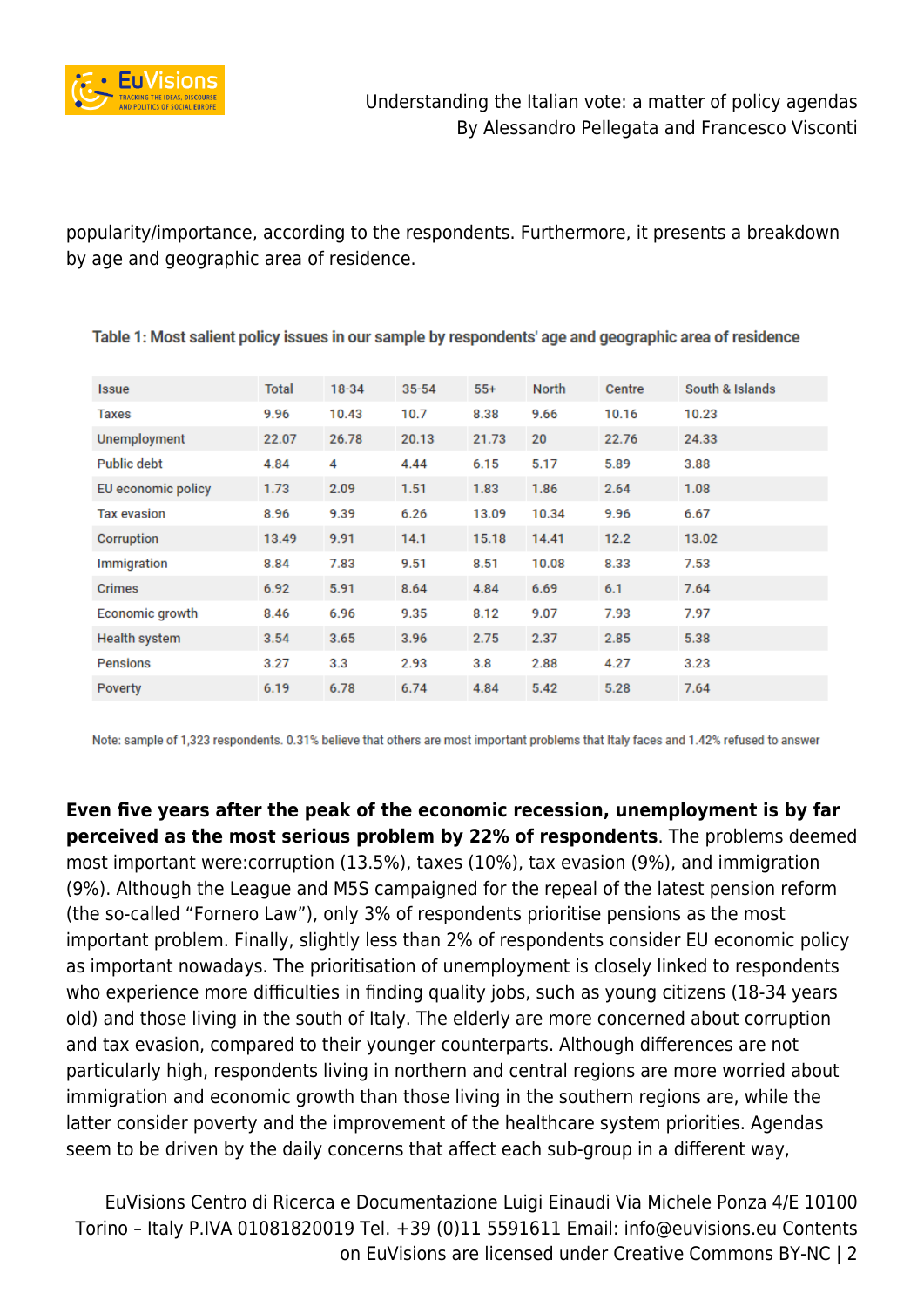popularity/importance, according to the respondents. Furthermore, it presents a breakdown by age and geographic area of residence.

**Table 1: Most salient policy issues in our sample by respondents' age and geographic area of residence**

| Issue | Total | 18-34 | 35-54 | 55+ | North | Centre | South & Islands |
|---|---|---|---|---|---|---|---|
| Taxes | 9.96 | 10.43 | 10.7 | 8.38 | 9.66 | 10.16 | 10.23 |
| Unemployment | 22.07 | 26.78 | 20.13 | 21.73 | 20 | 22.76 | 24.33 |
| Public debt | 4.84 | 4 | 4.44 | 6.15 | 5.17 | 5.89 | 3.88 |
| EU economic policy | 1.73 | 2.09 | 1.51 | 1.83 | 1.86 | 2.64 | 1.08 |
| Tax evasion | 8.96 | 9.39 | 6.26 | 13.09 | 10.34 | 9.96 | 6.67 |
| Corruption | 13.49 | 9.91 | 14.1 | 15.18 | 14.41 | 12.2 | 13.02 |
| Immigration | 8.84 | 7.83 | 9.51 | 8.51 | 10.08 | 8.33 | 7.53 |
| Crimes | 6.92 | 5.91 | 8.64 | 4.84 | 6.69 | 6.1 | 7.64 |
| Economic growth | 8.46 | 6.96 | 9.35 | 8.12 | 9.07 | 7.93 | 7.97 |
| Health system | 3.54 | 3.65 | 3.96 | 2.75 | 2.37 | 2.85 | 5.38 |
| Pensions | 3.27 | 3.3 | 2.93 | 3.8 | 2.88 | 4.27 | 3.23 |
| Poverty | 6.19 | 6.78 | 6.74 | 4.84 | 5.42 | 5.28 | 7.64 |

Note: sample of 1,323 respondents. 0.31% believe that others are most important problems that Italy faces and 1.42% refused to answer

**Even five years after the peak of the economic recession, unemployment is by far perceived as the most serious problem by 22% of respondents**. The problems deemed most important were:corruption (13.5%), taxes (10%), tax evasion (9%), and immigration (9%). Although the League and M5S campaigned for the repeal of the latest pension reform (the so-called "Fornero Law"), only 3% of respondents prioritise pensions as the most important problem. Finally, slightly less than 2% of respondents consider EU economic policy as important nowadays. The prioritisation of unemployment is closely linked to respondents who experience more difficulties in finding quality jobs, such as young citizens (18-34 years old) and those living in the south of Italy. The elderly are more concerned about corruption and tax evasion, compared to their younger counterparts. Although differences are not particularly high, respondents living in northern and central regions are more worried about immigration and economic growth than those living in the southern regions are, while the latter consider poverty and the improvement of the healthcare system priorities. Agendas seem to be driven by the daily concerns that affect each sub-group in a different way,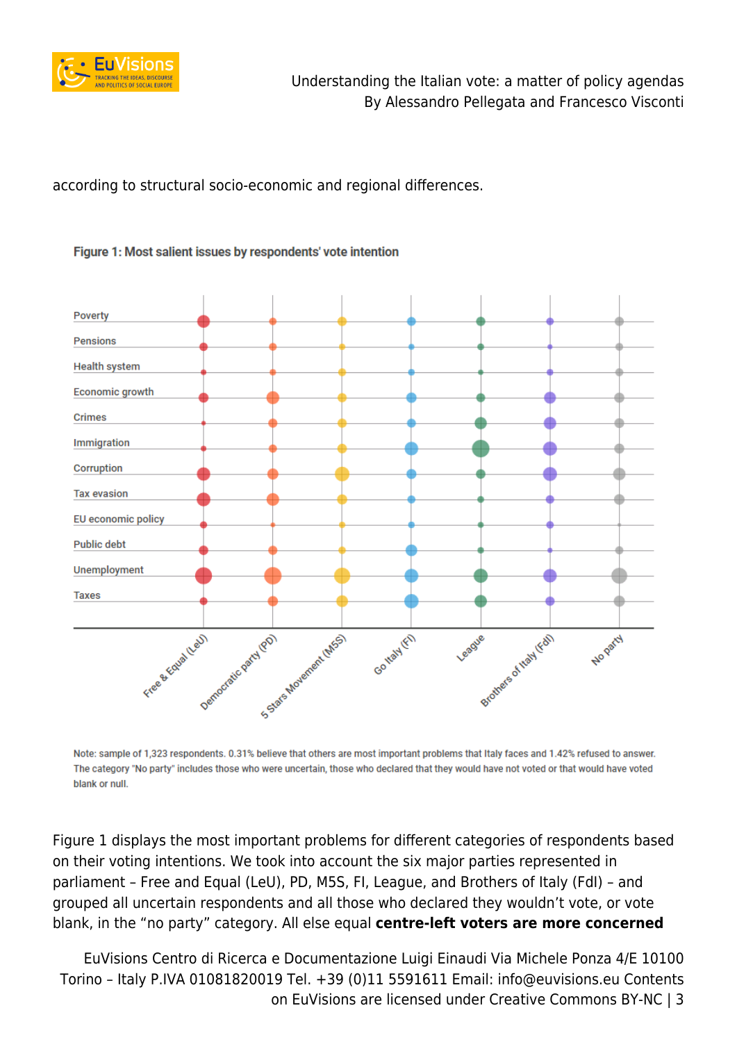according to structural socio-economic and regional differences.

**Figure 1: Most salient issues by respondents' vote intention**

Note: sample of 1,323 respondents. 0.31% believe that others are most important problems that Italy faces and 1.42% refused to answer. The category "No party" includes those who were uncertain, those who declared that they would have not voted or that would have voted blank or null.

Figure 1 displays the most important problems for different categories of respondents based on their voting intentions. We took into account the six major parties represented in parliament – Free and Equal (LeU), PD, M5S, FI, League, and Brothers of Italy (FdI) – and grouped all uncertain respondents and all those who declared they wouldn't vote, or vote blank, in the "no party" category. All else equal **centre-left voters are more concerned**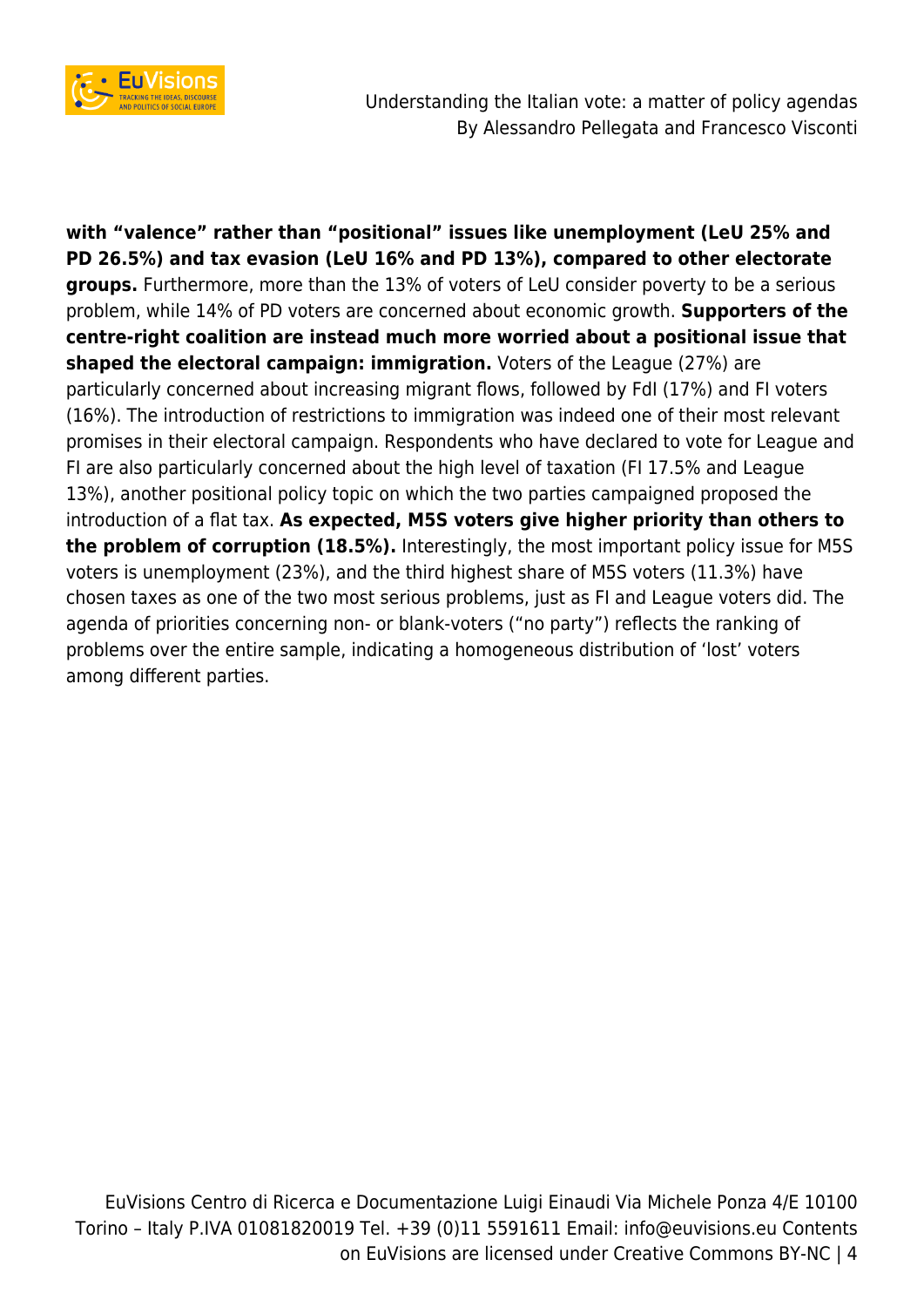**with “valence” rather than “positional” issues like unemployment (LeU 25% and PD 26.5%) and tax evasion (LeU 16% and PD 13%), compared to other electorate groups.** Furthermore, more than the 13% of voters of LeU consider poverty to be a serious problem, while 14% of PD voters are concerned about economic growth. **Supporters of the centre-right coalition are instead much more worried about a positional issue that shaped the electoral campaign: immigration.** Voters of the League (27%) are particularly concerned about increasing migrant flows, followed by FdI (17%) and FI voters (16%). The introduction of restrictions to immigration was indeed one of their most relevant promises in their electoral campaign. Respondents who have declared to vote for League and FI are also particularly concerned about the high level of taxation (FI 17.5% and League 13%), another positional policy topic on which the two parties campaigned proposed the introduction of a flat tax. **As expected, M5S voters give higher priority than others to the problem of corruption (18.5%).** Interestingly, the most important policy issue for M5S voters is unemployment (23%), and the third highest share of M5S voters (11.3%) have chosen taxes as one of the two most serious problems, just as FI and League voters did. The agenda of priorities concerning non- or blank-voters (“no party”) reflects the ranking of problems over the entire sample, indicating a homogeneous distribution of ‘lost’ voters among different parties.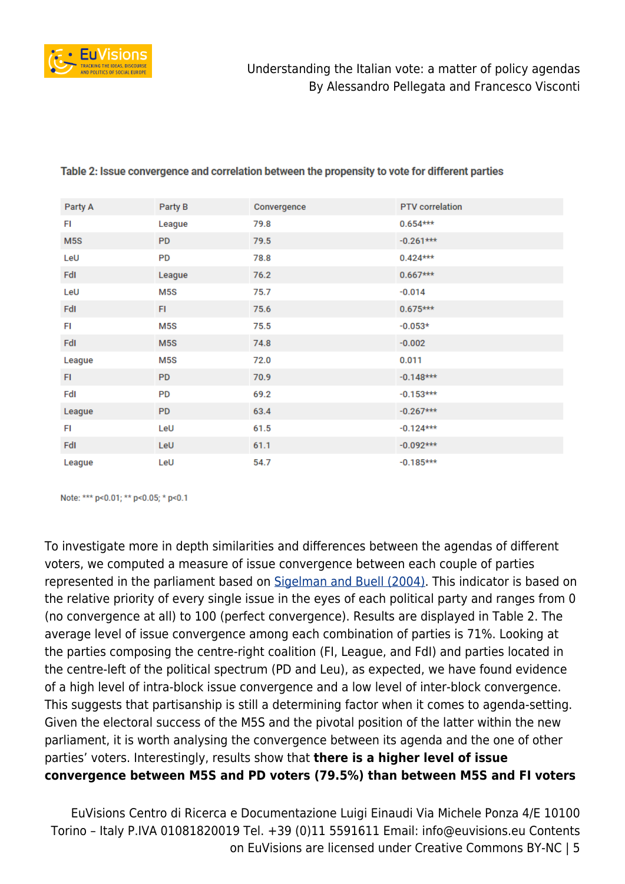Table 2: Issue convergence and correlation between the propensity to vote for different parties

| Party A | Party B | Convergence | PTV correlation |
|---|---|---|---|
| FI | League | 79.8 | 0.654*** |
| M5S | PD | 79.5 | -0.261*** |
| LeU | PD | 78.8 | 0.424*** |
| FdI | League | 76.2 | 0.667*** |
| LeU | M5S | 75.7 | -0.014 |
| FdI | FI | 75.6 | 0.675*** |
| FI | M5S | 75.5 | -0.053* |
| FdI | M5S | 74.8 | -0.002 |
| League | M5S | 72.0 | 0.011 |
| FI | PD | 70.9 | -0.148*** |
| FdI | PD | 69.2 | -0.153*** |
| League | PD | 63.4 | -0.267*** |
| FI | LeU | 61.5 | -0.124*** |
| FdI | LeU | 61.1 | -0.092*** |
| League | LeU | 54.7 | -0.185*** |

Note: *** $p<0.01$; ** $p<0.05$; * $p<0.1$

To investigate more in depth similarities and differences between the agendas of different voters, we computed a measure of issue convergence between each couple of parties represented in the parliament based on Sigelman and Buell (2004). This indicator is based on the relative priority of every single issue in the eyes of each political party and ranges from 0 (no convergence at all) to 100 (perfect convergence). Results are displayed in Table 2. The average level of issue convergence among each combination of parties is 71%. Looking at the parties composing the centre-right coalition (FI, League, and FdI) and parties located in the centre-left of the political spectrum (PD and Leu), as expected, we have found evidence of a high level of intra-block issue convergence and a low level of inter-block convergence. This suggests that partisanship is still a determining factor when it comes to agenda-setting. Given the electoral success of the M5S and the pivotal position of the latter within the new parliament, it is worth analysing the convergence between its agenda and the one of other parties' voters. Interestingly, results show that **there is a higher level of issue convergence between M5S and PD voters (79.5%) than between M5S and FI voters**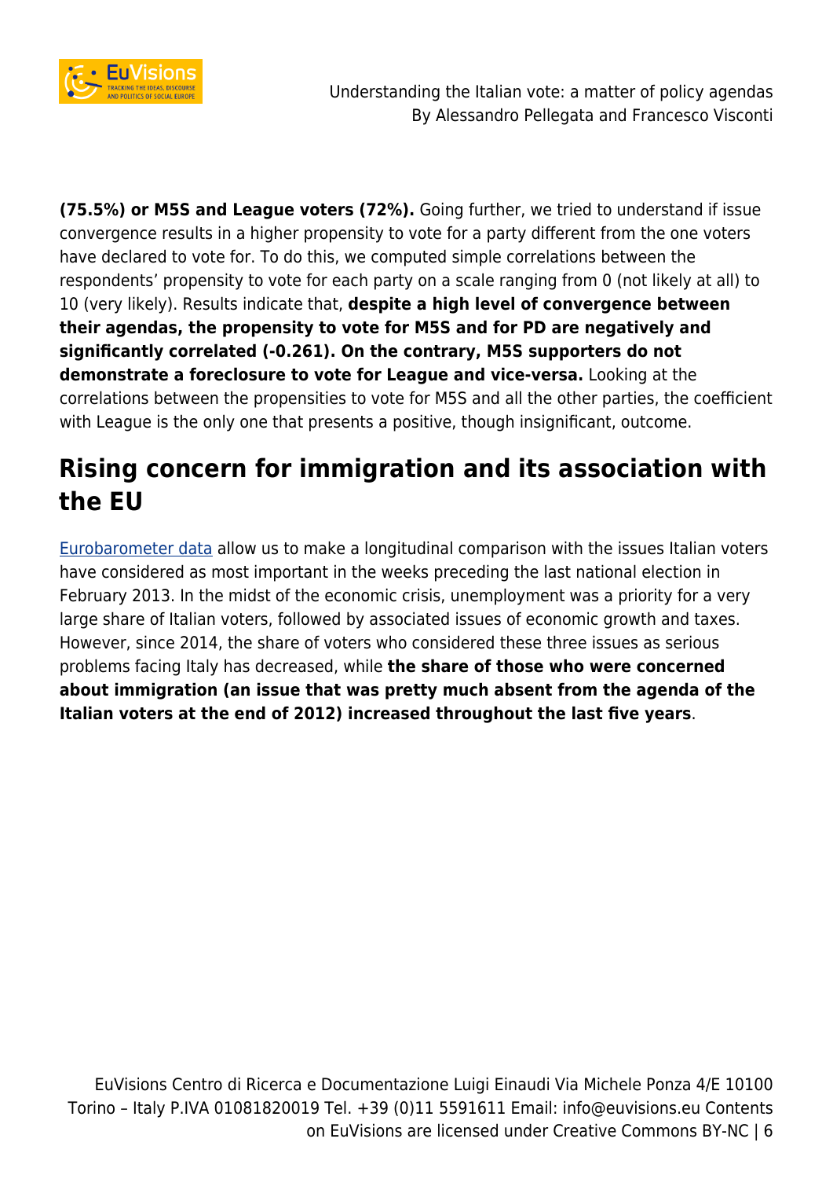**(75.5%) or M5S and League voters (72%).** Going further, we tried to understand if issue convergence results in a higher propensity to vote for a party different from the one voters have declared to vote for. To do this, we computed simple correlations between the respondents' propensity to vote for each party on a scale ranging from 0 (not likely at all) to 10 (very likely). Results indicate that, **despite a high level of convergence between their agendas, the propensity to vote for M5S and for PD are negatively and significantly correlated (-0.261). On the contrary, M5S supporters do not demonstrate a foreclosure to vote for League and vice-versa.** Looking at the correlations between the propensities to vote for M5S and all the other parties, the coefficient with League is the only one that presents a positive, though insignificant, outcome.

## Rising concern for immigration and its association with the EU

Eurobarometer data allow us to make a longitudinal comparison with the issues Italian voters have considered as most important in the weeks preceding the last national election in February 2013. In the midst of the economic crisis, unemployment was a priority for a very large share of Italian voters, followed by associated issues of economic growth and taxes. However, since 2014, the share of voters who considered these three issues as serious problems facing Italy has decreased, while **the share of those who were concerned about immigration (an issue that was pretty much absent from the agenda of the Italian voters at the end of 2012) increased throughout the last five years**.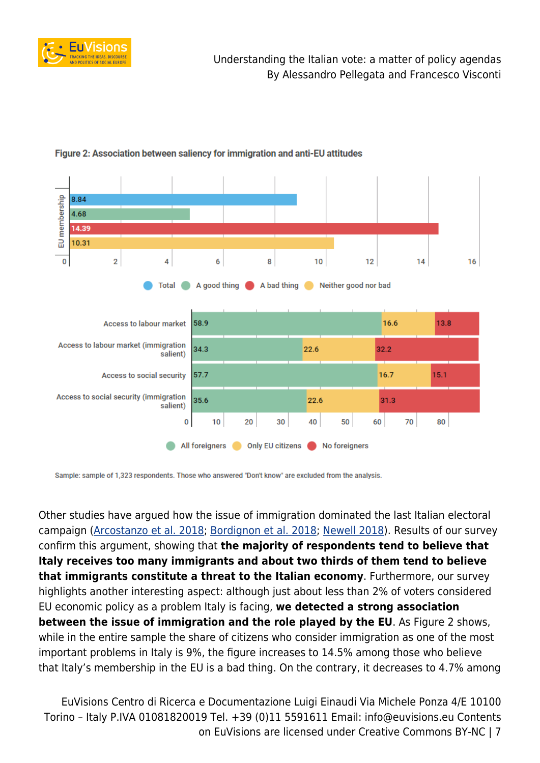**Figure 2: Association between saliency for immigration and anti-EU attitudes**

EU membership:

| | Value |
|---|---|
| Total | 8.84 |
| A good thing | 4.68 |
| A bad thing | 14.39 |
| Neither good nor bad | 10.31 |

| | All foreigners | Only EU citizens | No foreigners |
|---|---|---|---|
| Access to labour market | 58.9 | 16.6 | 13.8 |
| Access to labour market (immigration salient) | 34.3 | 22.6 | 32.2 |
| Access to social security | 57.7 | 16.7 | 15.1 |
| Access to social security (immigration salient) | 35.6 | 22.6 | 31.3 |

Sample: sample of 1,323 respondents. Those who answered "Don't know" are excluded from the analysis.

Other studies have argued how the issue of immigration dominated the last Italian electoral campaign (Arcostanzo et al. 2018; Bordignon et al. 2018; Newell 2018). Results of our survey confirm this argument, showing that **the majority of respondents tend to believe that Italy receives too many immigrants and about two thirds of them tend to believe that immigrants constitute a threat to the Italian economy**. Furthermore, our survey highlights another interesting aspect: although just about less than 2% of voters considered EU economic policy as a problem Italy is facing, **we detected a strong association between the issue of immigration and the role played by the EU**. As Figure 2 shows, while in the entire sample the share of citizens who consider immigration as one of the most important problems in Italy is 9%, the figure increases to 14.5% among those who believe that Italy's membership in the EU is a bad thing. On the contrary, it decreases to 4.7% among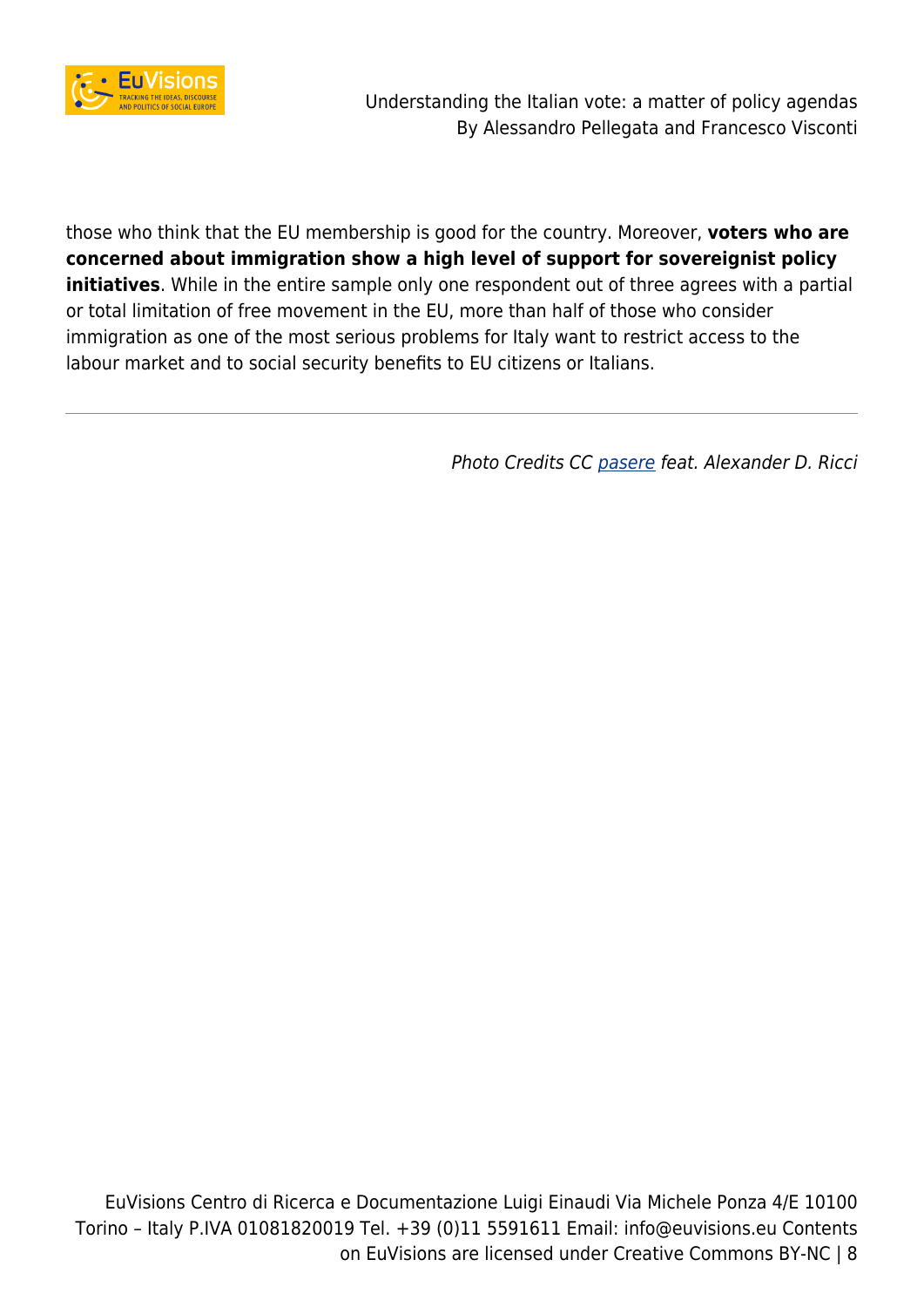those who think that the EU membership is good for the country. Moreover, **voters who are concerned about immigration show a high level of support for sovereignist policy initiatives**. While in the entire sample only one respondent out of three agrees with a partial or total limitation of free movement in the EU, more than half of those who consider immigration as one of the most serious problems for Italy want to restrict access to the labour market and to social security benefits to EU citizens or Italians.

---

*Photo Credits CC [pasere](#) feat. Alexander D. Ricci*